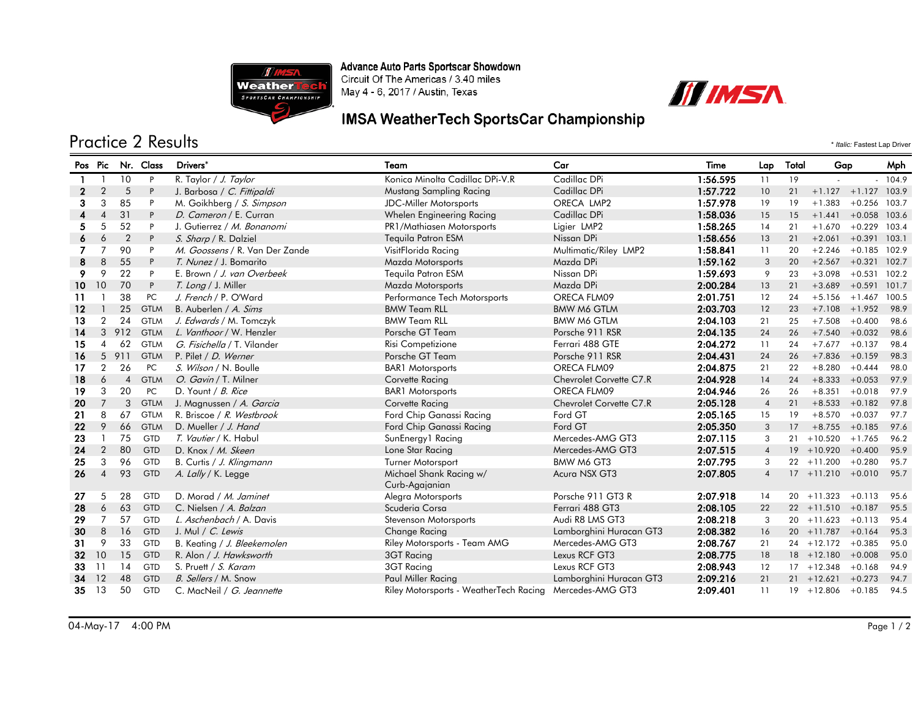Advance Auto Parts Sportscar Showdown
Circuit Of The Americas / 3.40 miles
May 4 - 6, 2017 / Austin, Texas

## IMSA WeatherTech SportsCar Championship

# Practice 2 Results

\* *Italic:* Fastest Lap Driver

| Pos | Pic | Nr. | Class | Drivers* | Team | Car | Time | Lap | Total | Gap | | Mph |
|---|---|---|---|---|---|---|---|---|---|---|---|---|
| **1** | 1 | 10 | P | R. Taylor / *J. Taylor* | Konica Minolta Cadillac DPi-V.R | Cadillac DPi | **1:56.595** | 11 | 19 | - | - | 104.9 |
| **2** | 2 | 5 | P | J. Barbosa / *C. Fittipaldi* | Mustang Sampling Racing | Cadillac DPi | **1:57.722** | 10 | 21 | +1.127 | +1.127 | 103.9 |
| **3** | 3 | 85 | P | M. Goikhberg / *S. Simpson* | JDC-Miller Motorsports | ORECA LMP2 | **1:57.978** | 19 | 19 | +1.383 | +0.256 | 103.7 |
| **4** | 4 | 31 | P | *D. Cameron* / E. Curran | Whelen Engineering Racing | Cadillac DPi | **1:58.036** | 15 | 15 | +1.441 | +0.058 | 103.6 |
| **5** | 5 | 52 | P | J. Gutierrez / *M. Bonanomi* | PR1/Mathiasen Motorsports | Ligier LMP2 | **1:58.265** | 14 | 21 | +1.670 | +0.229 | 103.4 |
| **6** | 6 | 2 | P | *S. Sharp* / R. Dalziel | Tequila Patron ESM | Nissan DPi | **1:58.656** | 13 | 21 | +2.061 | +0.391 | 103.1 |
| **7** | 7 | 90 | P | *M. Goossens* / R. Van Der Zande | VisitFlorida Racing | Multimatic/Riley LMP2 | **1:58.841** | 11 | 20 | +2.246 | +0.185 | 102.9 |
| **8** | 8 | 55 | P | *T. Nunez* / J. Bomarito | Mazda Motorsports | Mazda DPi | **1:59.162** | 3 | 20 | +2.567 | +0.321 | 102.7 |
| **9** | 9 | 22 | P | E. Brown / *J. van Overbeek* | Tequila Patron ESM | Nissan DPi | **1:59.693** | 9 | 23 | +3.098 | +0.531 | 102.2 |
| **10** | 10 | 70 | P | *T. Long* / J. Miller | Mazda Motorsports | Mazda DPi | **2:00.284** | 13 | 21 | +3.689 | +0.591 | 101.7 |
| **11** | 1 | 38 | PC | *J. French* / P. O'Ward | Performance Tech Motorsports | ORECA FLM09 | **2:01.751** | 12 | 24 | +5.156 | +1.467 | 100.5 |
| **12** | 1 | 25 | GTLM | B. Auberlen / *A. Sims* | BMW Team RLL | BMW M6 GTLM | **2:03.703** | 12 | 23 | +7.108 | +1.952 | 98.9 |
| **13** | 2 | 24 | GTLM | *J. Edwards* / M. Tomczyk | BMW Team RLL | BMW M6 GTLM | **2:04.103** | 21 | 25 | +7.508 | +0.400 | 98.6 |
| **14** | 3 | 912 | GTLM | *L. Vanthoor* / W. Henzler | Porsche GT Team | Porsche 911 RSR | **2:04.135** | 24 | 26 | +7.540 | +0.032 | 98.6 |
| **15** | 4 | 62 | GTLM | *G. Fisichella* / T. Vilander | Risi Competizione | Ferrari 488 GTE | **2:04.272** | 11 | 24 | +7.677 | +0.137 | 98.4 |
| **16** | 5 | 911 | GTLM | P. Pilet / *D. Werner* | Porsche GT Team | Porsche 911 RSR | **2:04.431** | 24 | 26 | +7.836 | +0.159 | 98.3 |
| **17** | 2 | 26 | PC | *S. Wilson* / N. Boulle | BAR1 Motorsports | ORECA FLM09 | **2:04.875** | 21 | 22 | +8.280 | +0.444 | 98.0 |
| **18** | 6 | 4 | GTLM | *O. Gavin* / T. Milner | Corvette Racing | Chevrolet Corvette C7.R | **2:04.928** | 14 | 24 | +8.333 | +0.053 | 97.9 |
| **19** | 3 | 20 | PC | D. Yount / *B. Rice* | BAR1 Motorsports | ORECA FLM09 | **2:04.946** | 26 | 26 | +8.351 | +0.018 | 97.9 |
| **20** | 7 | 3 | GTLM | J. Magnussen / *A. Garcia* | Corvette Racing | Chevrolet Corvette C7.R | **2:05.128** | 4 | 21 | +8.533 | +0.182 | 97.8 |
| **21** | 8 | 67 | GTLM | R. Briscoe / *R. Westbrook* | Ford Chip Ganassi Racing | Ford GT | **2:05.165** | 15 | 19 | +8.570 | +0.037 | 97.7 |
| **22** | 9 | 66 | GTLM | D. Mueller / *J. Hand* | Ford Chip Ganassi Racing | Ford GT | **2:05.350** | 3 | 17 | +8.755 | +0.185 | 97.6 |
| **23** | 1 | 75 | GTD | *T. Vautier* / K. Habul | SunEnergy1 Racing | Mercedes-AMG GT3 | **2:07.115** | 3 | 21 | +10.520 | +1.765 | 96.2 |
| **24** | 2 | 80 | GTD | D. Knox / *M. Skeen* | Lone Star Racing | Mercedes-AMG GT3 | **2:07.515** | 4 | 19 | +10.920 | +0.400 | 95.9 |
| **25** | 3 | 96 | GTD | B. Curtis / *J. Klingmann* | Turner Motorsport | BMW M6 GT3 | **2:07.795** | 3 | 22 | +11.200 | +0.280 | 95.7 |
| **26** | 4 | 93 | GTD | *A. Lally* / K. Legge | Michael Shank Racing w/ Curb-Agajanian | Acura NSX GT3 | **2:07.805** | 4 | 17 | +11.210 | +0.010 | 95.7 |
| **27** | 5 | 28 | GTD | D. Morad / *M. Jaminet* | Alegra Motorsports | Porsche 911 GT3 R | **2:07.918** | 14 | 20 | +11.323 | +0.113 | 95.6 |
| **28** | 6 | 63 | GTD | C. Nielsen / *A. Balzan* | Scuderia Corsa | Ferrari 488 GT3 | **2:08.105** | 22 | 22 | +11.510 | +0.187 | 95.5 |
| **29** | 7 | 57 | GTD | *L. Aschenbach* / A. Davis | Stevenson Motorsports | Audi R8 LMS GT3 | **2:08.218** | 3 | 20 | +11.623 | +0.113 | 95.4 |
| **30** | 8 | 16 | GTD | J. Mul / *C. Lewis* | Change Racing | Lamborghini Huracan GT3 | **2:08.382** | 16 | 20 | +11.787 | +0.164 | 95.3 |
| **31** | 9 | 33 | GTD | B. Keating / *J. Bleekemolen* | Riley Motorsports - Team AMG | Mercedes-AMG GT3 | **2:08.767** | 21 | 24 | +12.172 | +0.385 | 95.0 |
| **32** | 10 | 15 | GTD | R. Alon / *J. Hawksworth* | 3GT Racing | Lexus RCF GT3 | **2:08.775** | 18 | 18 | +12.180 | +0.008 | 95.0 |
| **33** | 11 | 14 | GTD | S. Pruett / *S. Karam* | 3GT Racing | Lexus RCF GT3 | **2:08.943** | 12 | 17 | +12.348 | +0.168 | 94.9 |
| **34** | 12 | 48 | GTD | *B. Sellers* / M. Snow | Paul Miller Racing | Lamborghini Huracan GT3 | **2:09.216** | 21 | 21 | +12.621 | +0.273 | 94.7 |
| **35** | 13 | 50 | GTD | C. MacNeil / *G. Jeannette* | Riley Motorsports - WeatherTech Racing | Mercedes-AMG GT3 | **2:09.401** | 11 | 19 | +12.806 | +0.185 | 94.5 |

04-May-17 4:00 PM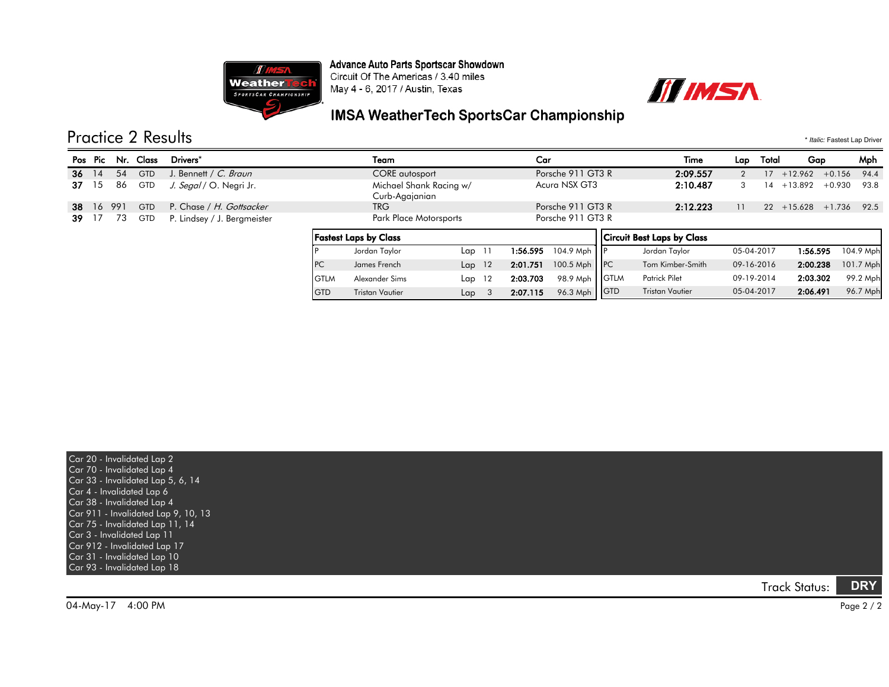Advance Auto Parts Sportscar Showdown
Circuit Of The Americas / 3.40 miles
May 4 - 6, 2017 / Austin, Texas

## IMSA WeatherTech SportsCar Championship

# Practice 2 Results

* *Italic:* Fastest Lap Driver

| Pos | Pic | Nr. | Class | Drivers* | Team | Car | Time | Lap | Total | Gap | | Mph |
|---|---|---|---|---|---|---|---|---|---|---|---|---|
| **36** | 14 | 54 | GTD | J. Bennett / *C. Braun* | CORE autosport | Porsche 911 GT3 R | **2:09.557** | 2 | 17 | +12.962 | +0.156 | 94.4 |
| **37** | 15 | 86 | GTD | *J. Segal* / O. Negri Jr. | Michael Shank Racing w/ Curb-Agajanian | Acura NSX GT3 | **2:10.487** | 3 | 14 | +13.892 | +0.930 | 93.8 |
| **38** | 16 | 991 | GTD | P. Chase / *H. Gottsacker* | TRG | Porsche 911 GT3 R | **2:12.223** | 11 | 22 | +15.628 | +1.736 | 92.5 |
| **39** | 17 | 73 | GTD | P. Lindsey / J. Bergmeister | Park Place Motorsports | Porsche 911 GT3 R | | | | | | |

**Fastest Laps by Class**

| | | | | | |
|---|---|---|---|---|---|
| P | Jordan Taylor | Lap | 11 | **1:56.595** | 104.9 Mph |
| PC | James French | Lap | 12 | **2:01.751** | 100.5 Mph |
| GTLM | Alexander Sims | Lap | 12 | **2:03.703** | 98.9 Mph |
| GTD | Tristan Vautier | Lap | 3 | **2:07.115** | 96.3 Mph |

**Circuit Best Laps by Class**

| | | | | |
|---|---|---|---|---|
| P | Jordan Taylor | 05-04-2017 | **1:56.595** | 104.9 Mph |
| PC | Tom Kimber-Smith | 09-16-2016 | **2:00.238** | 101.7 Mph |
| GTLM | Patrick Pilet | 09-19-2014 | **2:03.302** | 99.2 Mph |
| GTD | Tristan Vautier | 05-04-2017 | **2:06.491** | 96.7 Mph |

Car 20 - Invalidated Lap 2
Car 70 - Invalidated Lap 4
Car 33 - Invalidated Lap 5, 6, 14
Car 4 - Invalidated Lap 6
Car 38 - Invalidated Lap 4
Car 911 - Invalidated Lap 9, 10, 13
Car 75 - Invalidated Lap 11, 14
Car 3 - Invalidated Lap 11
Car 912 - Invalidated Lap 17
Car 31 - Invalidated Lap 10
Car 93 - Invalidated Lap 18

Track Status: **DRY**

04-May-17 4:00 PM